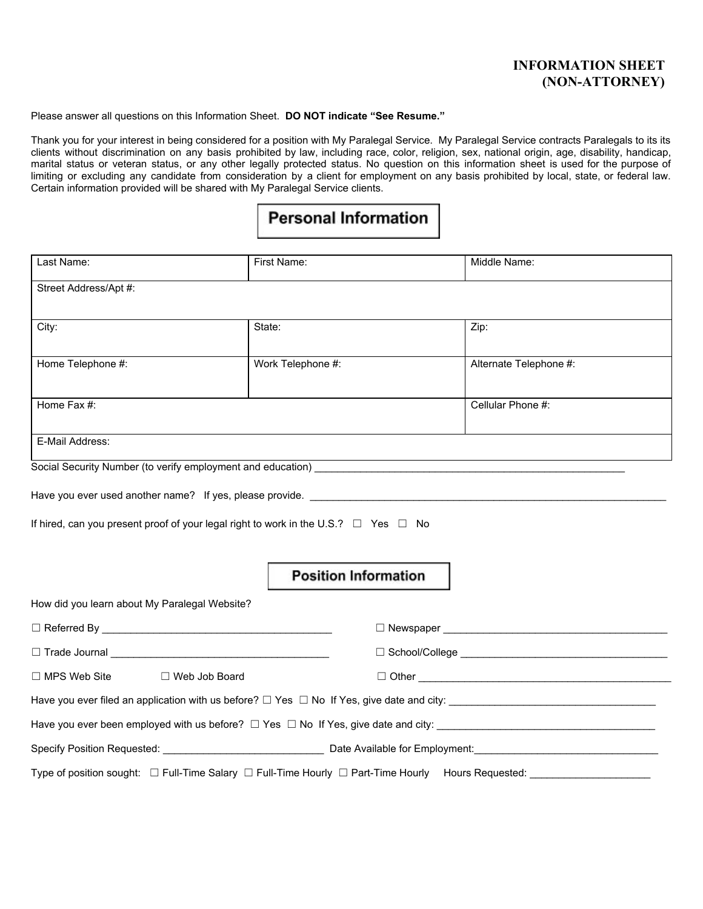# INFORMATION SHEET
# (NON-ATTORNEY)

Please answer all questions on this Information Sheet. **DO NOT indicate "See Resume."**

Thank you for your interest in being considered for a position with My Paralegal Service. My Paralegal Service contracts Paralegals to its its clients without discrimination on any basis prohibited by law, including race, color, religion, sex, national origin, age, disability, handicap, marital status or veteran status, or any other legally protected status. No question on this information sheet is used for the purpose of limiting or excluding any candidate from consideration by a client for employment on any basis prohibited by local, state, or federal law. Certain information provided will be shared with My Paralegal Service clients.

## Personal Information

| Last Name: | First Name: | Middle Name: |
|---|---|---|
| Street Address/Apt #: | | |
| City: | State: | Zip: |
| Home Telephone #: | Work Telephone #: | Alternate Telephone #: |
| Home Fax #: | | Cellular Phone #: |
| E-Mail Address: | | |

Social Security Number (to verify employment and education) _______________________________________________

Have you ever used another name? If yes, please provide. _______________________________________________

If hired, can you present proof of your legal right to work in the U.S.? ☐ Yes ☐ No

## Position Information

How did you learn about My Paralegal Website?

☐ Referred By ________________________________________

☐ Newspaper ________________________________________

☐ Trade Journal ________________________________________

☐ School/College ________________________________________

☐ MPS Web Site ☐ Web Job Board

☐ Other ________________________________________

Have you ever filed an application with us before? ☐ Yes ☐ No If Yes, give date and city: ________________________________

Have you ever been employed with us before? ☐ Yes ☐ No If Yes, give date and city: ________________________________

Specify Position Requested: __________________________ Date Available for Employment:______________________________

Type of position sought: ☐ Full-Time Salary ☐ Full-Time Hourly ☐ Part-Time Hourly Hours Requested: ___________________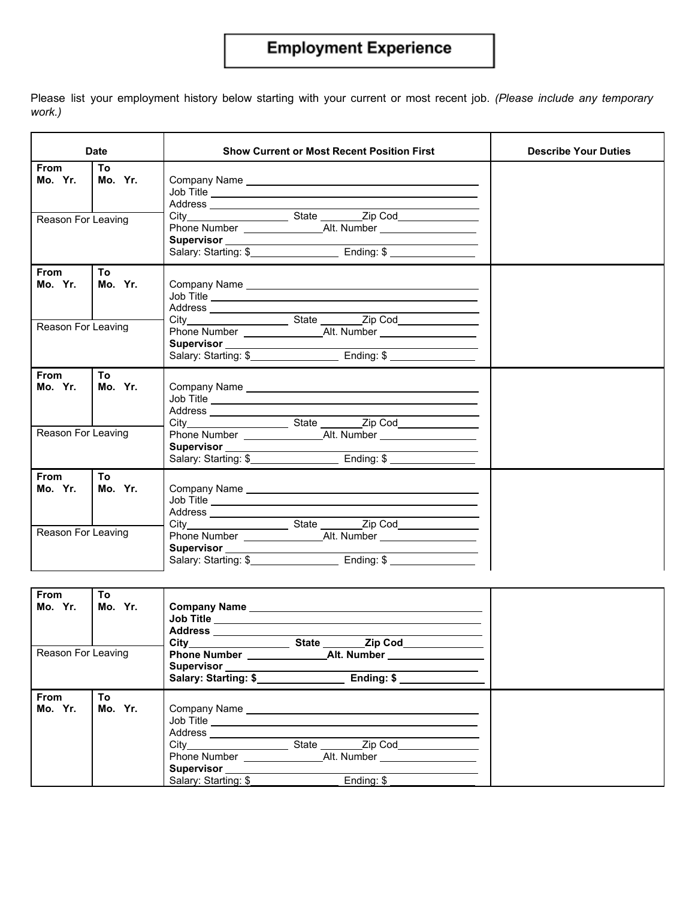# Employment Experience

Please list your employment history below starting with your current or most recent job. *(Please include any temporary work.)*

| Date | | Show Current or Most Recent Position First | Describe Your Duties |
|---|---|---|---|
| **From** **Mo. Yr.** | **To** **Mo. Yr.** | Company Name \_\_\_\_\_\_\_\_\_\_<br>Job Title \_\_\_\_\_\_\_\_\_\_<br>Address \_\_\_\_\_\_\_\_\_\_<br>City\_\_\_\_\_\_\_\_ State \_\_\_\_\_\_Zip Cod\_\_\_\_\_\_<br>Phone Number \_\_\_\_\_\_\_\_Alt. Number \_\_\_\_\_\_\_\_<br>**Supervisor** \_\_\_\_\_\_\_\_\_\_<br>Salary: Starting: $\_\_\_\_\_\_\_\_ Ending: $ \_\_\_\_\_\_\_\_ | |
| Reason For Leaving | | | |
| **From** **Mo. Yr.** | **To** **Mo. Yr.** | Company Name \_\_\_\_\_\_\_\_\_\_<br>Job Title \_\_\_\_\_\_\_\_\_\_<br>Address \_\_\_\_\_\_\_\_\_\_<br>City\_\_\_\_\_\_\_\_ State \_\_\_\_\_\_Zip Cod\_\_\_\_\_\_<br>Phone Number \_\_\_\_\_\_\_\_Alt. Number \_\_\_\_\_\_\_\_<br>**Supervisor** \_\_\_\_\_\_\_\_\_\_<br>Salary: Starting: $\_\_\_\_\_\_\_\_ Ending: $ \_\_\_\_\_\_\_\_ | |
| Reason For Leaving | | | |
| **From** **Mo. Yr.** | **To** **Mo. Yr.** | Company Name \_\_\_\_\_\_\_\_\_\_<br>Job Title \_\_\_\_\_\_\_\_\_\_<br>Address \_\_\_\_\_\_\_\_\_\_<br>City\_\_\_\_\_\_\_\_ State \_\_\_\_\_\_Zip Cod\_\_\_\_\_\_<br>Phone Number \_\_\_\_\_\_\_\_Alt. Number \_\_\_\_\_\_\_\_<br>**Supervisor** \_\_\_\_\_\_\_\_\_\_<br>Salary: Starting: $\_\_\_\_\_\_\_\_ Ending: $ \_\_\_\_\_\_\_\_ | |
| Reason For Leaving | | | |
| **From** **Mo. Yr.** | **To** **Mo. Yr.** | Company Name \_\_\_\_\_\_\_\_\_\_<br>Job Title \_\_\_\_\_\_\_\_\_\_<br>Address \_\_\_\_\_\_\_\_\_\_<br>City\_\_\_\_\_\_\_\_ State \_\_\_\_\_\_Zip Cod\_\_\_\_\_\_<br>Phone Number \_\_\_\_\_\_\_\_Alt. Number \_\_\_\_\_\_\_\_<br>**Supervisor** \_\_\_\_\_\_\_\_\_\_<br>Salary: Starting: $\_\_\_\_\_\_\_\_ Ending: $ \_\_\_\_\_\_\_\_ | |
| Reason For Leaving | | | |
| **From** **Mo. Yr.** | **To** **Mo. Yr.** | **Company Name** \_\_\_\_\_\_\_\_\_\_<br>**Job Title** \_\_\_\_\_\_\_\_\_\_<br>**Address** \_\_\_\_\_\_\_\_\_\_<br>**City**\_\_\_\_\_\_\_\_ **State** \_\_\_\_\_\_**Zip Cod**\_\_\_\_\_\_<br>**Phone Number** \_\_\_\_\_\_\_\_**Alt. Number** \_\_\_\_\_\_\_\_<br>**Supervisor** \_\_\_\_\_\_\_\_\_\_<br>**Salary: Starting: $**\_\_\_\_\_\_\_\_ **Ending: $** \_\_\_\_\_\_\_\_ | |
| Reason For Leaving | | | |
| **From** **Mo. Yr.** | **To** **Mo. Yr.** | Company Name \_\_\_\_\_\_\_\_\_\_<br>Job Title \_\_\_\_\_\_\_\_\_\_<br>Address \_\_\_\_\_\_\_\_\_\_<br>City\_\_\_\_\_\_\_\_ State \_\_\_\_\_\_Zip Cod\_\_\_\_\_\_<br>Phone Number \_\_\_\_\_\_\_\_Alt. Number \_\_\_\_\_\_\_\_<br>**Supervisor** \_\_\_\_\_\_\_\_\_\_<br>Salary: Starting: $\_\_\_\_\_\_\_\_ Ending: $ \_\_\_\_\_\_\_\_ | |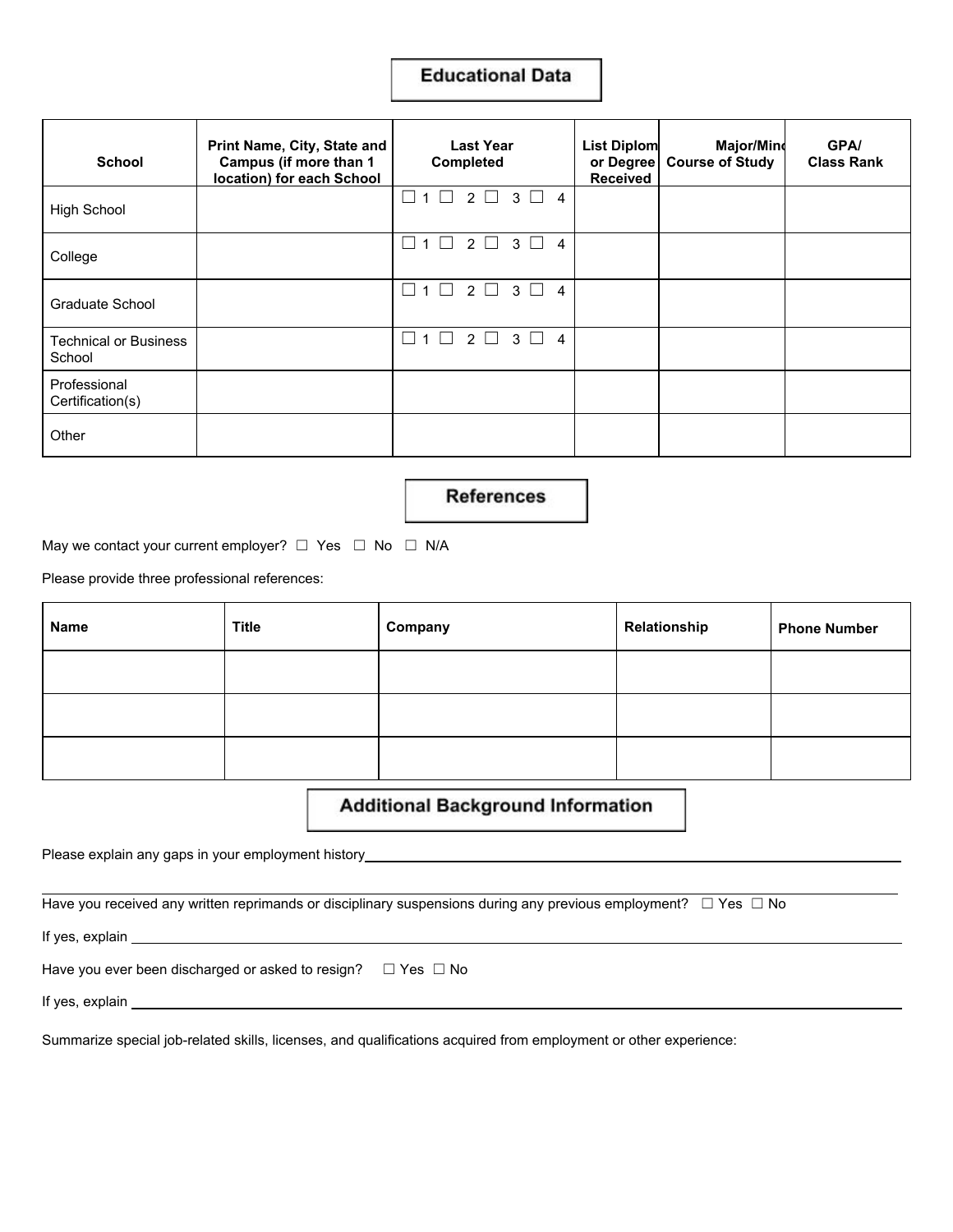## Educational Data

| School | Print Name, City, State and Campus (if more than 1 location) for each School | Last Year Completed | List Diplom or Degree Received | Major/Minc Course of Study | GPA/ Class Rank |
|---|---|---|---|---|---|
| High School | | ☐ 1 ☐ 2 ☐ 3 ☐ 4 | | | |
| College | | ☐ 1 ☐ 2 ☐ 3 ☐ 4 | | | |
| Graduate School | | ☐ 1 ☐ 2 ☐ 3 ☐ 4 | | | |
| Technical or Business School | | ☐ 1 ☐ 2 ☐ 3 ☐ 4 | | | |
| Professional Certification(s) | | | | | |
| Other | | | | | |

## References

May we contact your current employer? ☐ Yes ☐ No ☐ N/A

Please provide three professional references:

| Name | Title | Company | Relationship | Phone Number |
|---|---|---|---|---|
| | | | | |
| | | | | |
| | | | | |

## Additional Background Information

Please explain any gaps in your employment history\_\_\_\_\_\_\_\_\_\_\_\_\_\_\_\_\_\_\_\_\_\_\_\_\_\_\_\_\_\_\_\_\_\_\_\_\_\_\_\_

\_\_\_\_\_\_\_\_\_\_\_\_\_\_\_\_\_\_\_\_\_\_\_\_\_\_\_\_\_\_\_\_\_\_\_\_\_\_\_\_\_\_\_\_\_\_\_\_\_\_\_\_\_\_\_\_\_\_\_\_\_\_\_\_\_\_\_\_\_\_\_\_\_\_\_\_\_\_

Have you received any written reprimands or disciplinary suspensions during any previous employment? ☐ Yes ☐ No

If yes, explain \_\_\_\_\_\_\_\_\_\_\_\_\_\_\_\_\_\_\_\_\_\_\_\_\_\_\_\_\_\_\_\_\_\_\_\_\_\_\_\_\_\_\_\_\_\_\_\_\_\_\_\_\_\_\_\_\_\_\_\_\_\_\_\_\_\_\_\_\_\_

Have you ever been discharged or asked to resign? ☐ Yes ☐ No

If yes, explain \_\_\_\_\_\_\_\_\_\_\_\_\_\_\_\_\_\_\_\_\_\_\_\_\_\_\_\_\_\_\_\_\_\_\_\_\_\_\_\_\_\_\_\_\_\_\_\_\_\_\_\_\_\_\_\_\_\_\_\_\_\_\_\_\_\_\_\_\_\_

Summarize special job-related skills, licenses, and qualifications acquired from employment or other experience: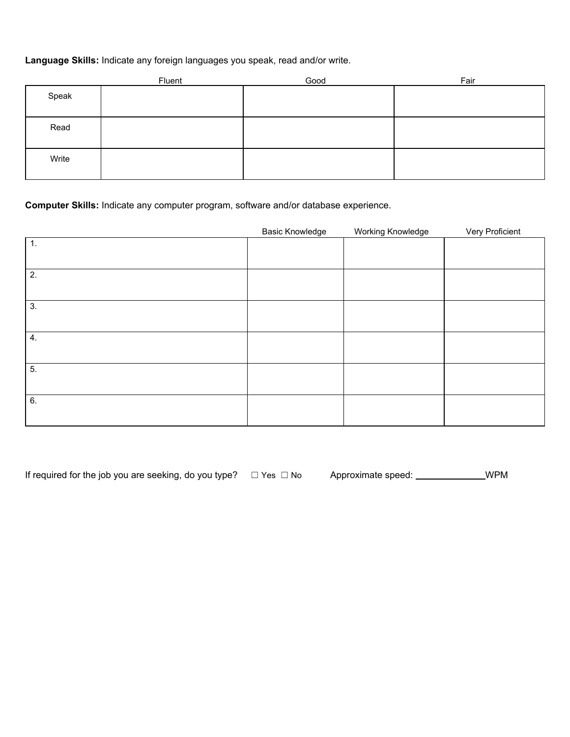**Language Skills:** Indicate any foreign languages you speak, read and/or write.

| | Fluent | Good | Fair |
|---|---|---|---|
| Speak | | | |
| Read | | | |
| Write | | | |

**Computer Skills:** Indicate any computer program, software and/or database experience.

| | Basic Knowledge | Working Knowledge | Very Proficient |
|---|---|---|---|
| 1. | | | |
| 2. | | | |
| 3. | | | |
| 4. | | | |
| 5. | | | |
| 6. | | | |

If required for the job you are seeking, do you type? ☐ Yes ☐ No Approximate speed: ______________WPM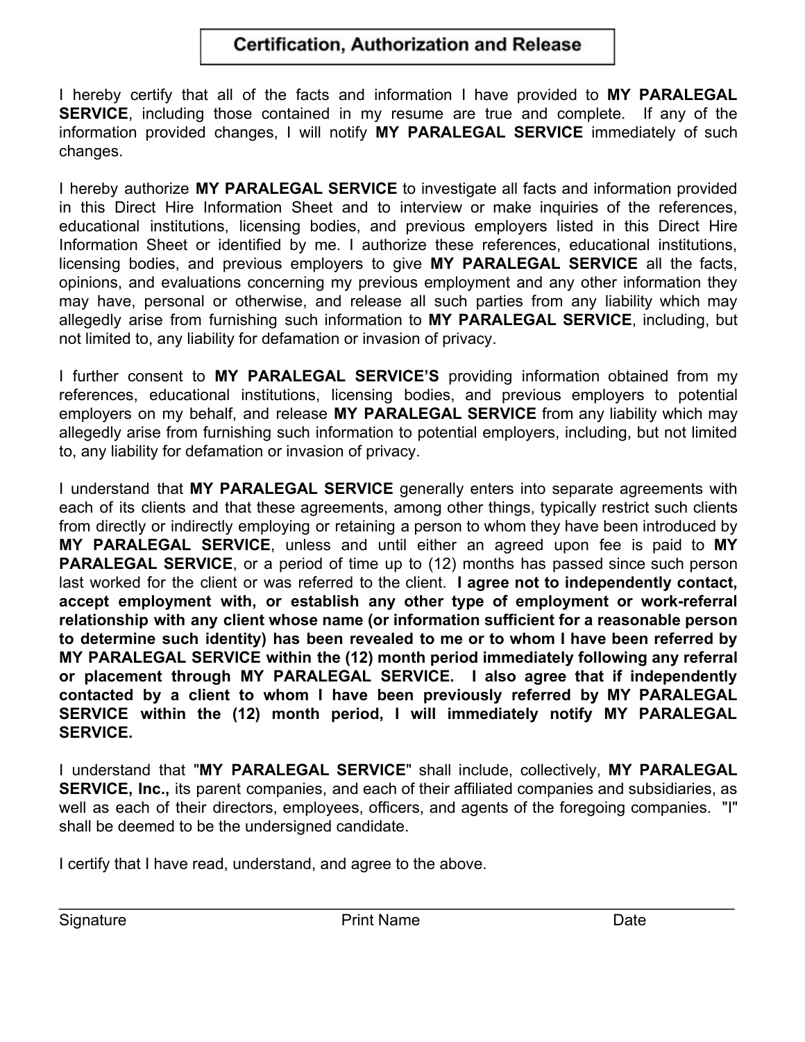## Certification, Authorization and Release

I hereby certify that all of the facts and information I have provided to **MY PARALEGAL SERVICE**, including those contained in my resume are true and complete. If any of the information provided changes, I will notify **MY PARALEGAL SERVICE** immediately of such changes.

I hereby authorize **MY PARALEGAL SERVICE** to investigate all facts and information provided in this Direct Hire Information Sheet and to interview or make inquiries of the references, educational institutions, licensing bodies, and previous employers listed in this Direct Hire Information Sheet or identified by me. I authorize these references, educational institutions, licensing bodies, and previous employers to give **MY PARALEGAL SERVICE** all the facts, opinions, and evaluations concerning my previous employment and any other information they may have, personal or otherwise, and release all such parties from any liability which may allegedly arise from furnishing such information to **MY PARALEGAL SERVICE**, including, but not limited to, any liability for defamation or invasion of privacy.

I further consent to **MY PARALEGAL SERVICE'S** providing information obtained from my references, educational institutions, licensing bodies, and previous employers to potential employers on my behalf, and release **MY PARALEGAL SERVICE** from any liability which may allegedly arise from furnishing such information to potential employers, including, but not limited to, any liability for defamation or invasion of privacy.

I understand that **MY PARALEGAL SERVICE** generally enters into separate agreements with each of its clients and that these agreements, among other things, typically restrict such clients from directly or indirectly employing or retaining a person to whom they have been introduced by **MY PARALEGAL SERVICE**, unless and until either an agreed upon fee is paid to **MY PARALEGAL SERVICE**, or a period of time up to (12) months has passed since such person last worked for the client or was referred to the client. **I agree not to independently contact, accept employment with, or establish any other type of employment or work-referral relationship with any client whose name (or information sufficient for a reasonable person to determine such identity) has been revealed to me or to whom I have been referred by MY PARALEGAL SERVICE within the (12) month period immediately following any referral or placement through MY PARALEGAL SERVICE. I also agree that if independently contacted by a client to whom I have been previously referred by MY PARALEGAL SERVICE within the (12) month period, I will immediately notify MY PARALEGAL SERVICE.**

I understand that "**MY PARALEGAL SERVICE**" shall include, collectively, **MY PARALEGAL SERVICE, Inc.,** its parent companies, and each of their affiliated companies and subsidiaries, as well as each of their directors, employees, officers, and agents of the foregoing companies. "I" shall be deemed to be the undersigned candidate.

I certify that I have read, understand, and agree to the above.

_______________________________________________________________________

Signature                                        Print Name                                        Date